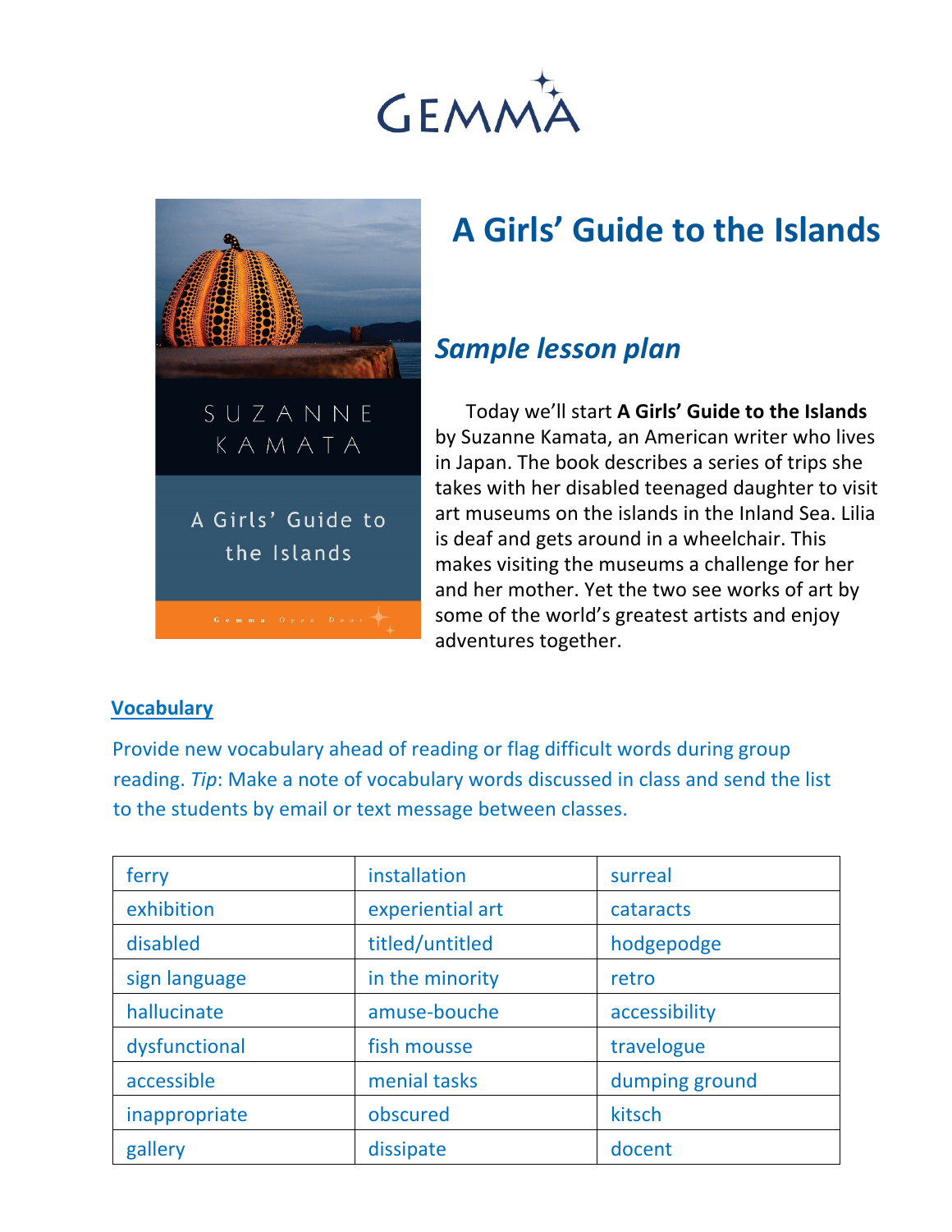# A Girls' Guide to the Islands

## *Sample lesson plan*

Today we'll start **A Girls' Guide to the Islands** by Suzanne Kamata, an American writer who lives in Japan. The book describes a series of trips she takes with her disabled teenaged daughter to visit art museums on the islands in the Inland Sea. Lilia is deaf and gets around in a wheelchair. This makes visiting the museums a challenge for her and her mother. Yet the two see works of art by some of the world's greatest artists and enjoy adventures together.

### Vocabulary

Provide new vocabulary ahead of reading or flag difficult words during group reading. *Tip*: Make a note of vocabulary words discussed in class and send the list to the students by email or text message between classes.

| | | |
|---|---|---|
| ferry | installation | surreal |
| exhibition | experiential art | cataracts |
| disabled | titled/untitled | hodgepodge |
| sign language | in the minority | retro |
| hallucinate | amuse-bouche | accessibility |
| dysfunctional | fish mousse | travelogue |
| accessible | menial tasks | dumping ground |
| inappropriate | obscured | kitsch |
| gallery | dissipate | docent |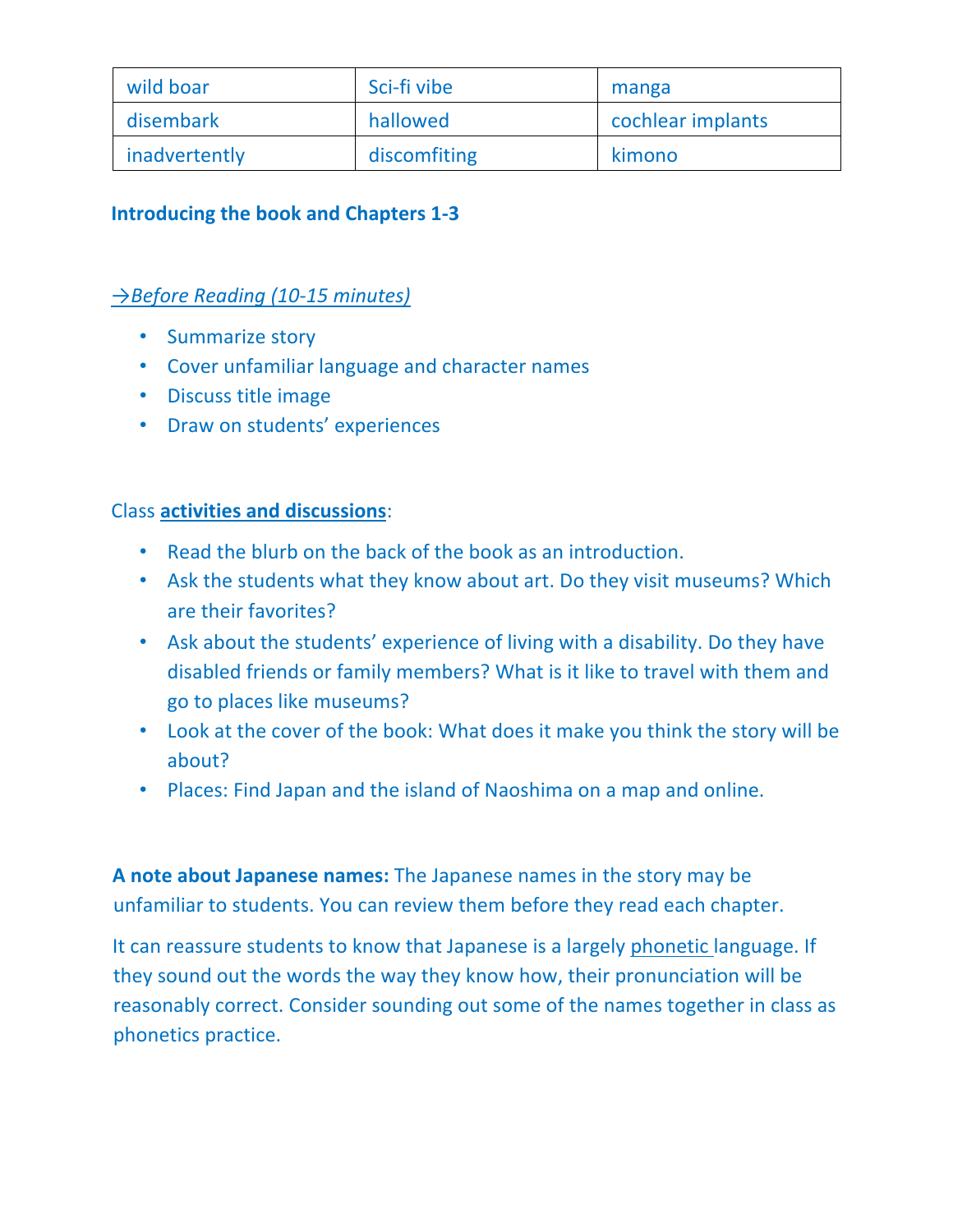| wild boar | Sci-fi vibe | manga |
|---|---|---|
| disembark | hallowed | cochlear implants |
| inadvertently | discomfiting | kimono |

**Introducing the book and Chapters 1-3**

*→Before Reading (10-15 minutes)*

- Summarize story
- Cover unfamiliar language and character names
- Discuss title image
- Draw on students' experiences

Class **activities and discussions**:

- Read the blurb on the back of the book as an introduction.
- Ask the students what they know about art. Do they visit museums? Which are their favorites?
- Ask about the students' experience of living with a disability. Do they have disabled friends or family members? What is it like to travel with them and go to places like museums?
- Look at the cover of the book: What does it make you think the story will be about?
- Places: Find Japan and the island of Naoshima on a map and online.

**A note about Japanese names:** The Japanese names in the story may be unfamiliar to students. You can review them before they read each chapter.

It can reassure students to know that Japanese is a largely phonetic language. If they sound out the words the way they know how, their pronunciation will be reasonably correct. Consider sounding out some of the names together in class as phonetics practice.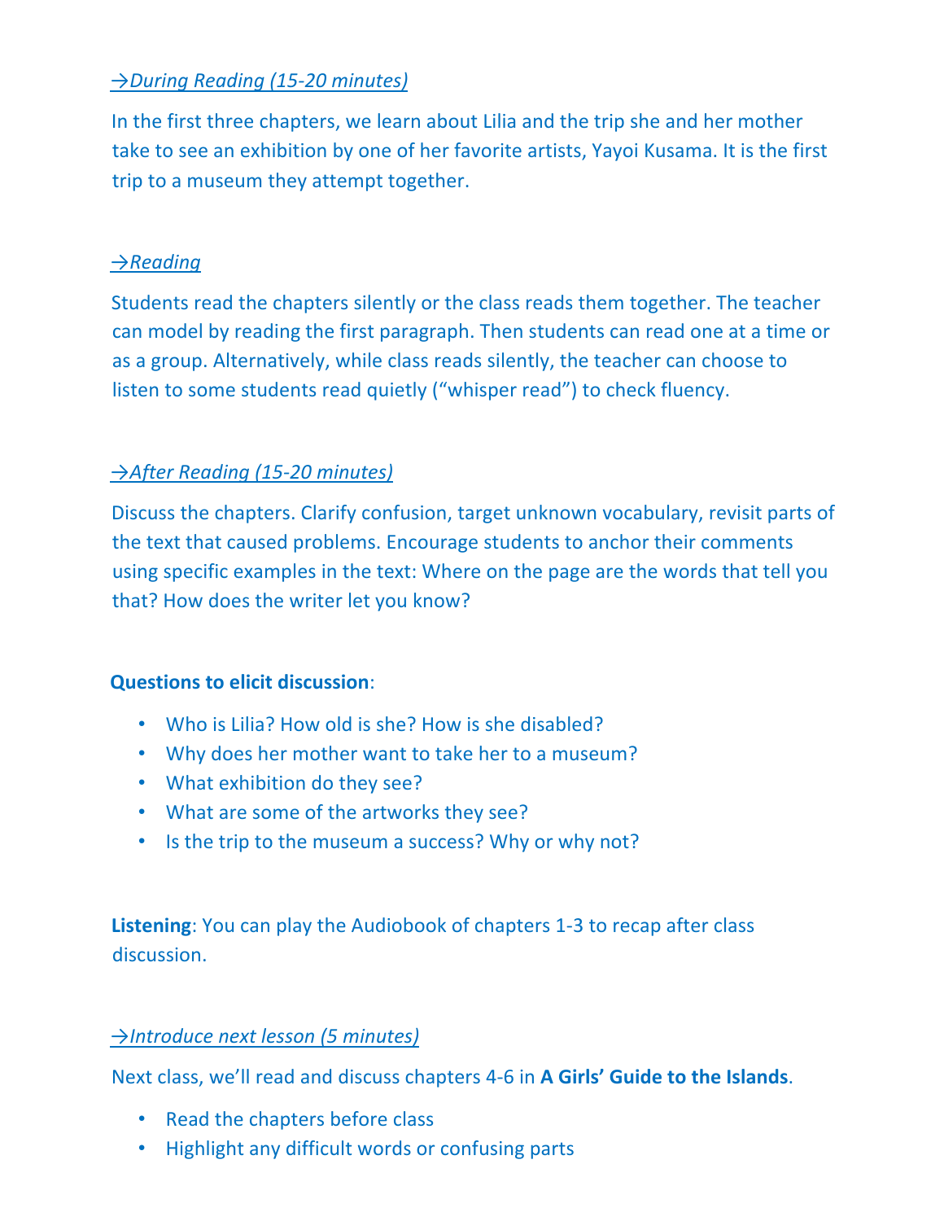*→During Reading (15-20 minutes)*

In the first three chapters, we learn about Lilia and the trip she and her mother take to see an exhibition by one of her favorite artists, Yayoi Kusama. It is the first trip to a museum they attempt together.

*→Reading*

Students read the chapters silently or the class reads them together. The teacher can model by reading the first paragraph. Then students can read one at a time or as a group. Alternatively, while class reads silently, the teacher can choose to listen to some students read quietly ("whisper read") to check fluency.

*→After Reading (15-20 minutes)*

Discuss the chapters. Clarify confusion, target unknown vocabulary, revisit parts of the text that caused problems. Encourage students to anchor their comments using specific examples in the text: Where on the page are the words that tell you that? How does the writer let you know?

**Questions to elicit discussion**:

- Who is Lilia? How old is she? How is she disabled?
- Why does her mother want to take her to a museum?
- What exhibition do they see?
- What are some of the artworks they see?
- Is the trip to the museum a success? Why or why not?

**Listening**: You can play the Audiobook of chapters 1-3 to recap after class discussion.

*→Introduce next lesson (5 minutes)*

Next class, we'll read and discuss chapters 4-6 in **A Girls' Guide to the Islands**.

- Read the chapters before class
- Highlight any difficult words or confusing parts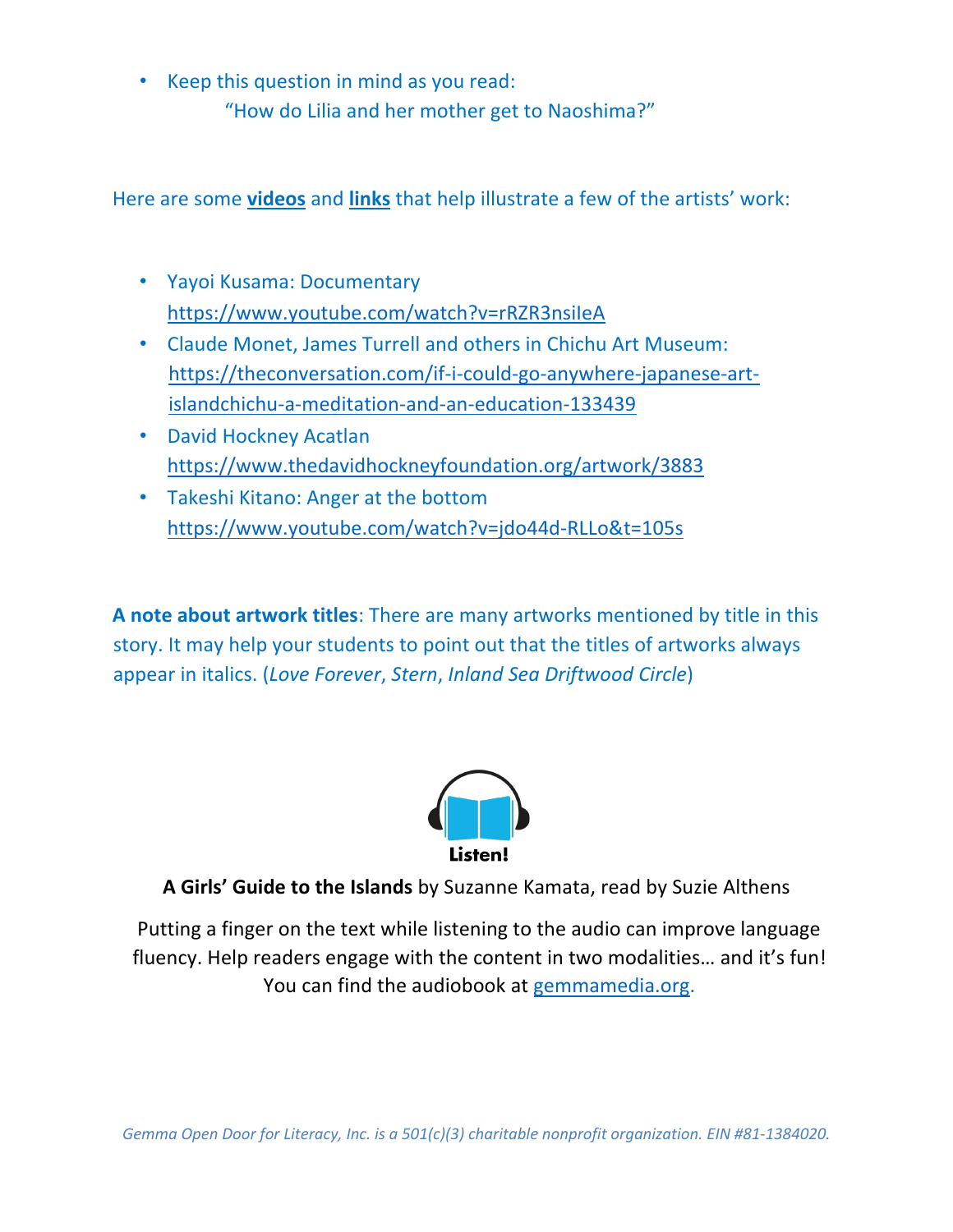- Keep this question in mind as you read:
  "How do Lilia and her mother get to Naoshima?"

Here are some **videos** and **links** that help illustrate a few of the artists' work:

- Yayoi Kusama: Documentary
  https://www.youtube.com/watch?v=rRZR3nsiIeA
- Claude Monet, James Turrell and others in Chichu Art Museum:
  https://theconversation.com/if-i-could-go-anywhere-japanese-art-islandchichu-a-meditation-and-an-education-133439
- David Hockney Acatlan
  https://www.thedavidhockneyfoundation.org/artwork/3883
- Takeshi Kitano: Anger at the bottom
  https://www.youtube.com/watch?v=jdo44d-RLLo&t=105s

**A note about artwork titles**: There are many artworks mentioned by title in this story. It may help your students to point out that the titles of artworks always appear in italics. (*Love Forever*, *Stern*, *Inland Sea Driftwood Circle*)

**Listen!**

**A Girls' Guide to the Islands** by Suzanne Kamata, read by Suzie Althens

Putting a finger on the text while listening to the audio can improve language fluency. Help readers engage with the content in two modalities… and it's fun! You can find the audiobook at gemmamedia.org.

*Gemma Open Door for Literacy, Inc. is a 501(c)(3) charitable nonprofit organization. EIN #81-1384020.*